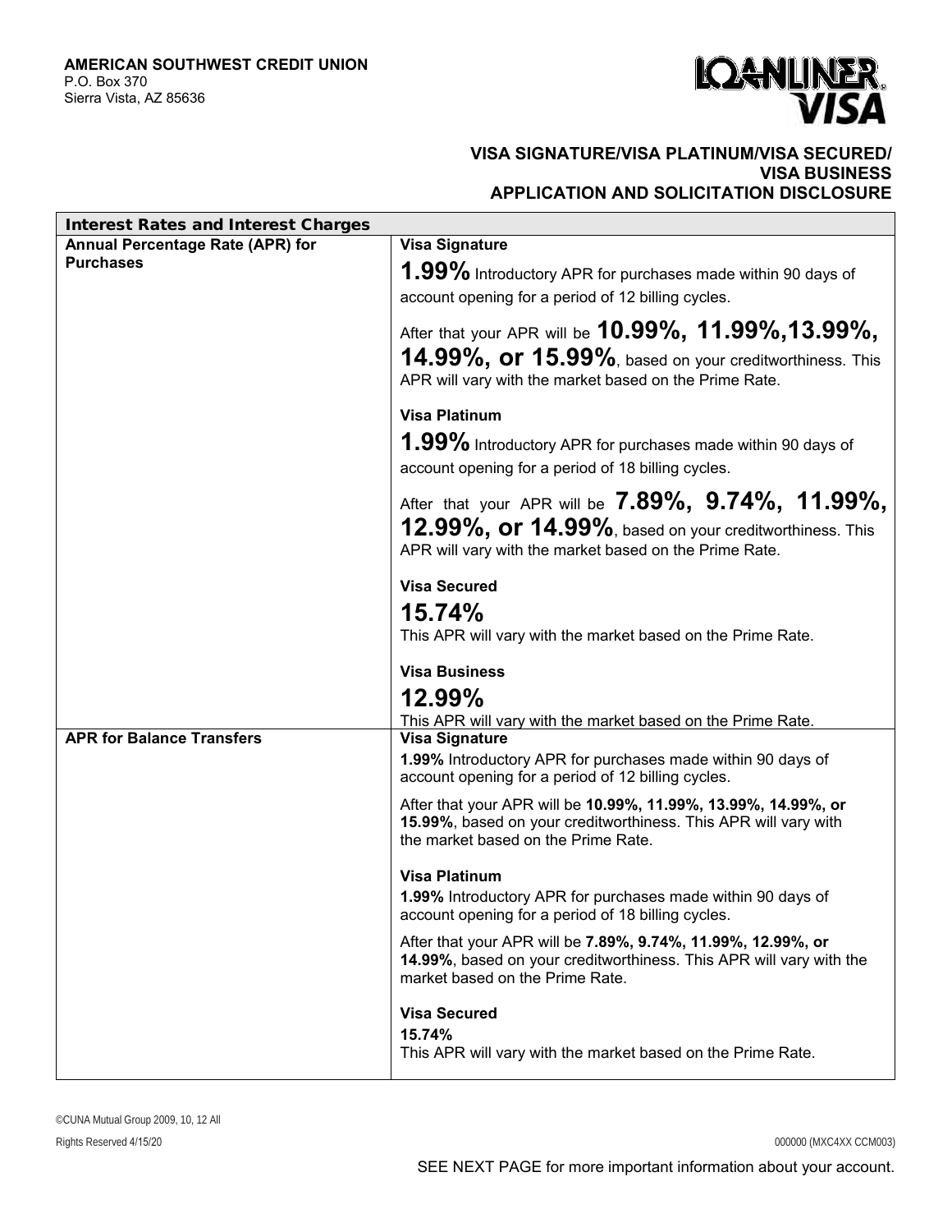**AMERICAN SOUTHWEST CREDIT UNION**
P.O. Box 370
Sierra Vista, AZ 85636

LOANLINER VISA

## VISA SIGNATURE/VISA PLATINUM/VISA SECURED/ VISA BUSINESS APPLICATION AND SOLICITATION DISCLOSURE

| Interest Rates and Interest Charges | |
|---|---|
| **Annual Percentage Rate (APR) for Purchases** | **Visa Signature**<br>**1.99%** Introductory APR for purchases made within 90 days of account opening for a period of 12 billing cycles.<br>After that your APR will be **10.99%, 11.99%,13.99%, 14.99%, or 15.99%**, based on your creditworthiness. This APR will vary with the market based on the Prime Rate.<br>**Visa Platinum**<br>**1.99%** Introductory APR for purchases made within 90 days of account opening for a period of 18 billing cycles.<br>After that your APR will be **7.89%, 9.74%, 11.99%, 12.99%, or 14.99%**, based on your creditworthiness. This APR will vary with the market based on the Prime Rate.<br>**Visa Secured**<br>**15.74%**<br>This APR will vary with the market based on the Prime Rate.<br>**Visa Business**<br>**12.99%**<br>This APR will vary with the market based on the Prime Rate. |
| **APR for Balance Transfers** | **Visa Signature**<br>**1.99%** Introductory APR for purchases made within 90 days of account opening for a period of 12 billing cycles.<br>After that your APR will be **10.99%, 11.99%, 13.99%, 14.99%, or 15.99%**, based on your creditworthiness. This APR will vary with the market based on the Prime Rate.<br>**Visa Platinum**<br>**1.99%** Introductory APR for purchases made within 90 days of account opening for a period of 18 billing cycles.<br>After that your APR will be **7.89%, 9.74%, 11.99%, 12.99%, or 14.99%**, based on your creditworthiness. This APR will vary with the market based on the Prime Rate.<br>**Visa Secured**<br>**15.74%**<br>This APR will vary with the market based on the Prime Rate. |

©CUNA Mutual Group 2009, 10, 12 All Rights Reserved 4/15/20

000000 (MXC4XX CCM003)

SEE NEXT PAGE for more important information about your account.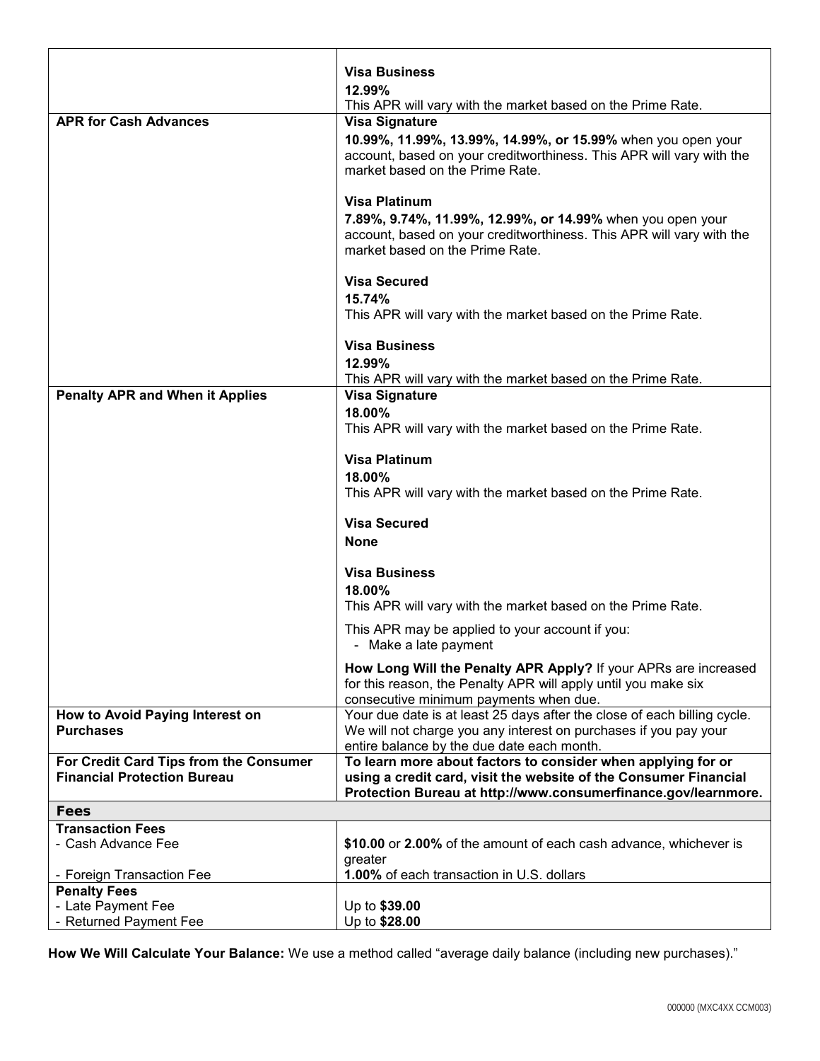| | |
|---|---|
| | **Visa Business**<br>**12.99%**<br>This APR will vary with the market based on the Prime Rate. |
| **APR for Cash Advances** | **Visa Signature**<br>**10.99%, 11.99%, 13.99%, 14.99%, or 15.99%** when you open your account, based on your creditworthiness. This APR will vary with the market based on the Prime Rate.<br><br>**Visa Platinum**<br>**7.89%, 9.74%, 11.99%, 12.99%, or 14.99%** when you open your account, based on your creditworthiness. This APR will vary with the market based on the Prime Rate.<br><br>**Visa Secured**<br>**15.74%**<br>This APR will vary with the market based on the Prime Rate.<br><br>**Visa Business**<br>**12.99%**<br>This APR will vary with the market based on the Prime Rate. |
| **Penalty APR and When it Applies** | **Visa Signature**<br>**18.00%**<br>This APR will vary with the market based on the Prime Rate.<br><br>**Visa Platinum**<br>**18.00%**<br>This APR will vary with the market based on the Prime Rate.<br><br>**Visa Secured**<br>**None**<br><br>**Visa Business**<br>**18.00%**<br>This APR will vary with the market based on the Prime Rate.<br><br>This APR may be applied to your account if you:<br>- Make a late payment<br><br>**How Long Will the Penalty APR Apply?** If your APRs are increased for this reason, the Penalty APR will apply until you make six consecutive minimum payments when due. |
| **How to Avoid Paying Interest on Purchases** | Your due date is at least 25 days after the close of each billing cycle. We will not charge you any interest on purchases if you pay your entire balance by the due date each month. |
| **For Credit Card Tips from the Consumer Financial Protection Bureau** | **To learn more about factors to consider when applying for or using a credit card, visit the website of the Consumer Financial Protection Bureau at http://www.consumerfinance.gov/learnmore.** |
| **Fees** | |
| **Transaction Fees**<br>- Cash Advance Fee<br><br>- Foreign Transaction Fee | <br>**\$10.00** or **2.00%** of the amount of each cash advance, whichever is greater<br>**1.00%** of each transaction in U.S. dollars |
| **Penalty Fees**<br>- Late Payment Fee<br>- Returned Payment Fee | <br>Up to **\$39.00**<br>Up to **\$28.00** |

**How We Will Calculate Your Balance:** We use a method called "average daily balance (including new purchases)."

000000 (MXC4XX CCM003)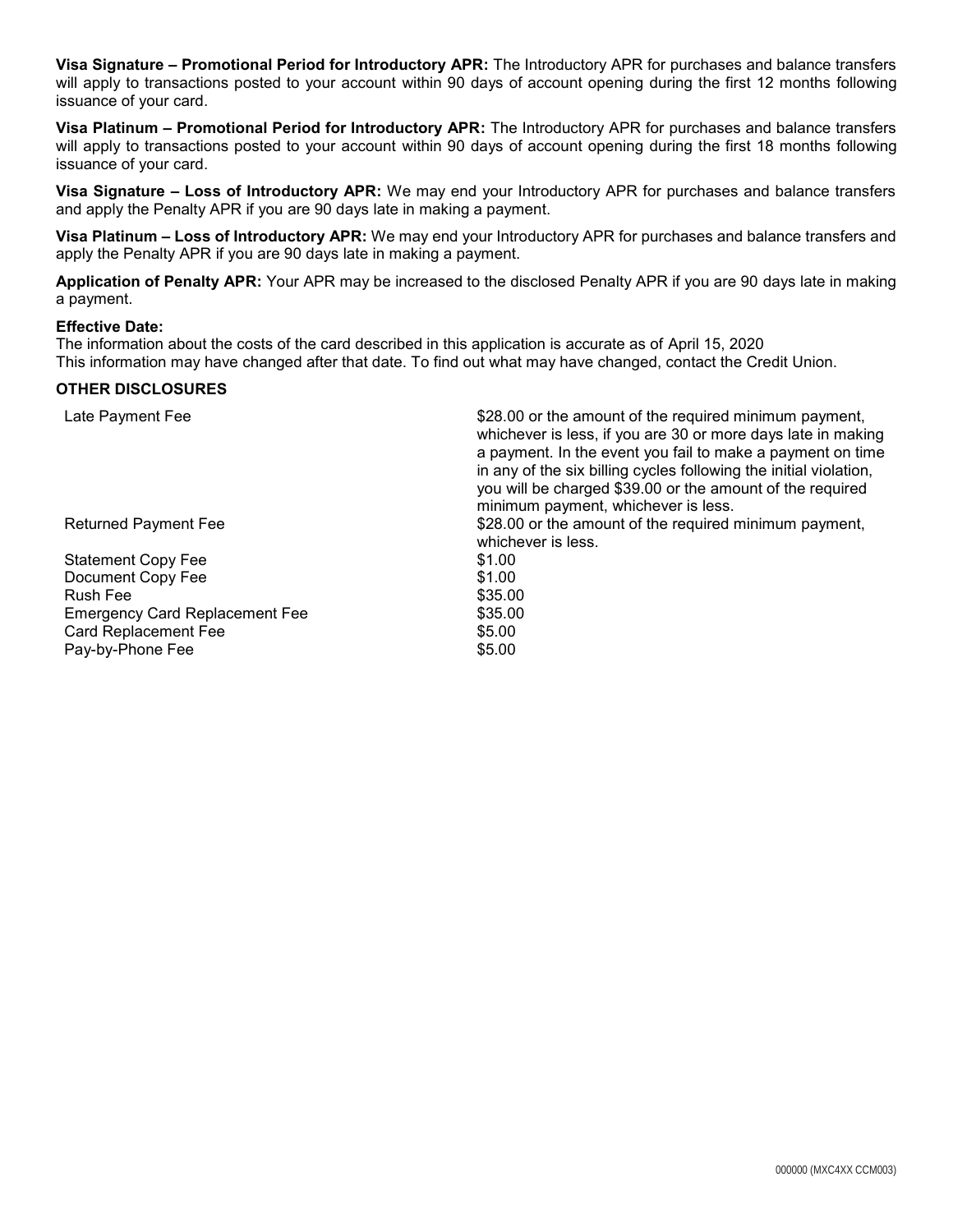**Visa Signature – Promotional Period for Introductory APR:** The Introductory APR for purchases and balance transfers will apply to transactions posted to your account within 90 days of account opening during the first 12 months following issuance of your card.

**Visa Platinum – Promotional Period for Introductory APR:** The Introductory APR for purchases and balance transfers will apply to transactions posted to your account within 90 days of account opening during the first 18 months following issuance of your card.

**Visa Signature – Loss of Introductory APR:** We may end your Introductory APR for purchases and balance transfers and apply the Penalty APR if you are 90 days late in making a payment.

**Visa Platinum – Loss of Introductory APR:** We may end your Introductory APR for purchases and balance transfers and apply the Penalty APR if you are 90 days late in making a payment.

**Application of Penalty APR:** Your APR may be increased to the disclosed Penalty APR if you are 90 days late in making a payment.

**Effective Date:**
The information about the costs of the card described in this application is accurate as of April 15, 2020
This information may have changed after that date. To find out what may have changed, contact the Credit Union.

**OTHER DISCLOSURES**

| | |
|---|---|
| Late Payment Fee | $28.00 or the amount of the required minimum payment, whichever is less, if you are 30 or more days late in making a payment. In the event you fail to make a payment on time in any of the six billing cycles following the initial violation, you will be charged $39.00 or the amount of the required minimum payment, whichever is less. |
| Returned Payment Fee | $28.00 or the amount of the required minimum payment, whichever is less. |
| Statement Copy Fee | $1.00 |
| Document Copy Fee | $1.00 |
| Rush Fee | $35.00 |
| Emergency Card Replacement Fee | $35.00 |
| Card Replacement Fee | $5.00 |
| Pay-by-Phone Fee | $5.00 |

000000 (MXC4XX CCM003)